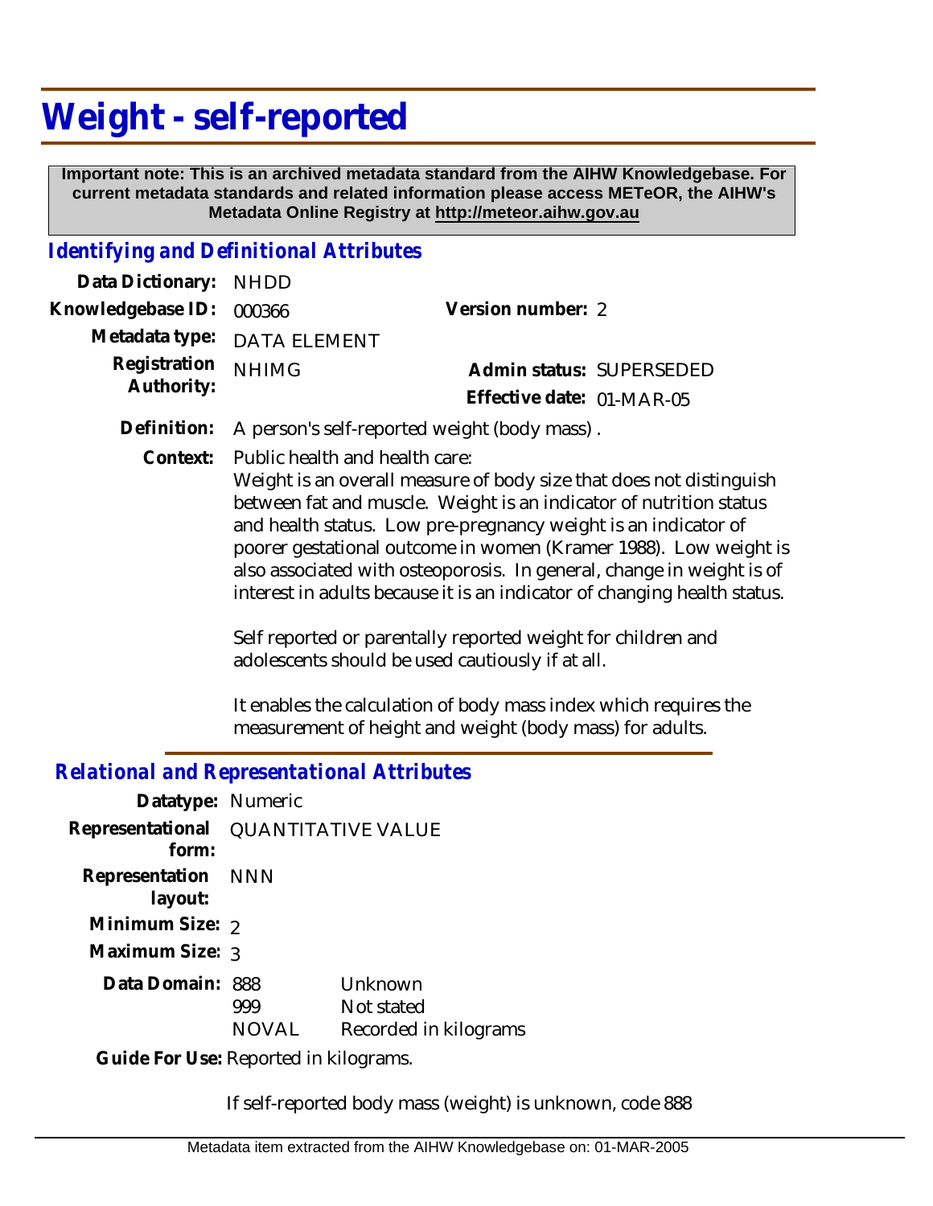# Weight - self-reported

**Important note: This is an archived metadata standard from the AIHW Knowledgebase. For current metadata standards and related information please access METeOR, the AIHW's Metadata Online Registry at http://meteor.aihw.gov.au**

## *Identifying and Definitional Attributes*

| | | | |
|---|---|---|---|
| **Data Dictionary:** | NHDD | | |
| **Knowledgebase ID:** | 000366 | **Version number:** | 2 |
| **Metadata type:** | DATA ELEMENT | | |
| **Registration Authority:** | NHIMG | **Admin status:** | SUPERSEDED |
| | | **Effective date:** | 01-MAR-05 |

**Definition:** A person's self-reported weight (body mass) .

**Context:** Public health and health care:
Weight is an overall measure of body size that does not distinguish between fat and muscle. Weight is an indicator of nutrition status and health status. Low pre-pregnancy weight is an indicator of poorer gestational outcome in women (Kramer 1988). Low weight is also associated with osteoporosis. In general, change in weight is of interest in adults because it is an indicator of changing health status.

Self reported or parentally reported weight for children and adolescents should be used cautiously if at all.

It enables the calculation of body mass index which requires the measurement of height and weight (body mass) for adults.

## *Relational and Representational Attributes*

**Datatype:** Numeric

**Representational form:** QUANTITATIVE VALUE

**Representation layout:** NNN

**Minimum Size:** 2

**Maximum Size:** 3

**Data Domain:**

| | |
|---|---|
| 888 | Unknown |
| 999 | Not stated |
| NOVAL | Recorded in kilograms |

**Guide For Use:** Reported in kilograms.

If self-reported body mass (weight) is unknown, code 888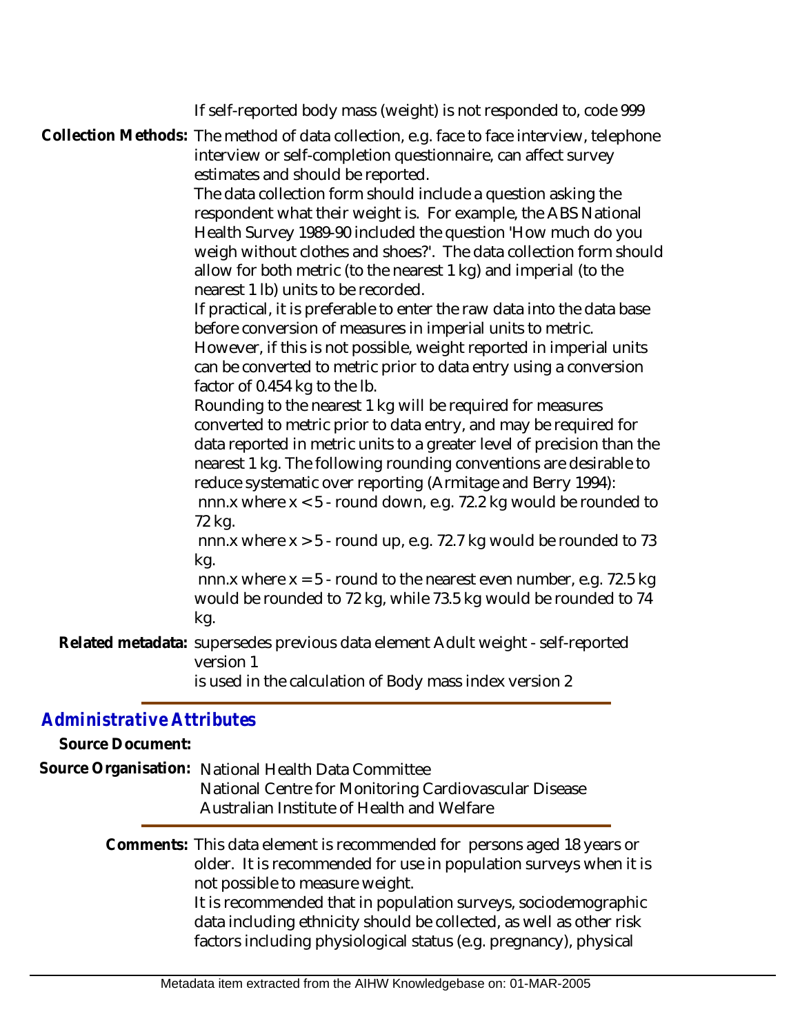If self-reported body mass (weight) is not responded to, code 999

**Collection Methods:** The method of data collection, e.g. face to face interview, telephone interview or self-completion questionnaire, can affect survey estimates and should be reported.

The data collection form should include a question asking the respondent what their weight is. For example, the ABS National Health Survey 1989-90 included the question 'How much do you weigh without clothes and shoes?'. The data collection form should allow for both metric (to the nearest 1 kg) and imperial (to the nearest 1 lb) units to be recorded.

If practical, it is preferable to enter the raw data into the data base before conversion of measures in imperial units to metric. However, if this is not possible, weight reported in imperial units can be converted to metric prior to data entry using a conversion factor of 0.454 kg to the lb.

Rounding to the nearest 1 kg will be required for measures converted to metric prior to data entry, and may be required for data reported in metric units to a greater level of precision than the nearest 1 kg. The following rounding conventions are desirable to reduce systematic over reporting (Armitage and Berry 1994):

nnn.x where x < 5 - round down, e.g. 72.2 kg would be rounded to 72 kg.

nnn.x where x > 5 - round up, e.g. 72.7 kg would be rounded to 73 kg.

nnn.x where x = 5 - round to the nearest even number, e.g. 72.5 kg would be rounded to 72 kg, while 73.5 kg would be rounded to 74 kg.

**Related metadata:** supersedes previous data element Adult weight - self-reported version 1

is used in the calculation of Body mass index version 2

## *Administrative Attributes*

**Source Document:**

**Source Organisation:** National Health Data Committee
National Centre for Monitoring Cardiovascular Disease
Australian Institute of Health and Welfare

**Comments:** This data element is recommended for persons aged 18 years or older. It is recommended for use in population surveys when it is not possible to measure weight.

It is recommended that in population surveys, sociodemographic data including ethnicity should be collected, as well as other risk factors including physiological status (e.g. pregnancy), physical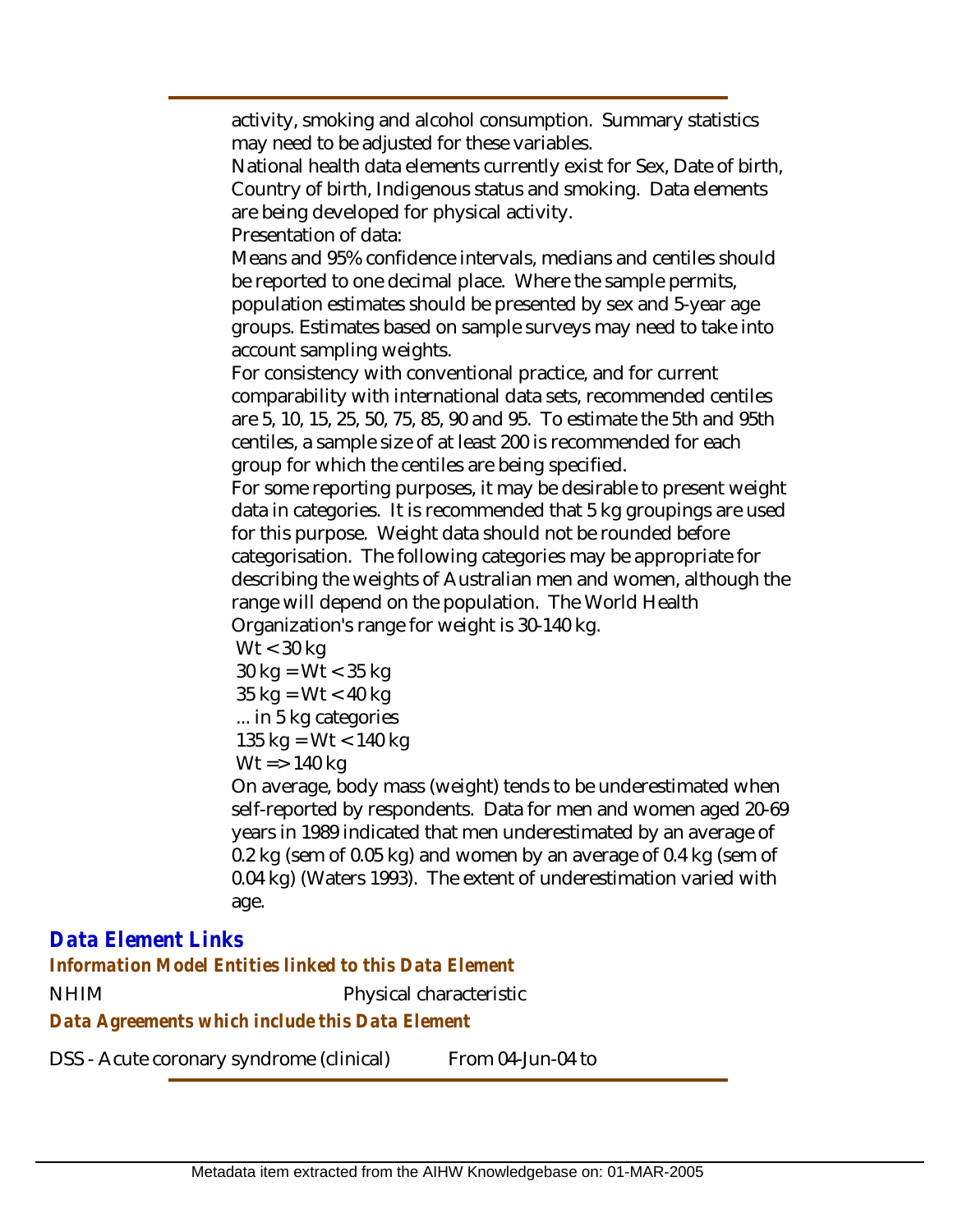activity, smoking and alcohol consumption. Summary statistics may need to be adjusted for these variables.

National health data elements currently exist for Sex, Date of birth, Country of birth, Indigenous status and smoking. Data elements are being developed for physical activity.

Presentation of data:

Means and 95% confidence intervals, medians and centiles should be reported to one decimal place. Where the sample permits, population estimates should be presented by sex and 5-year age groups. Estimates based on sample surveys may need to take into account sampling weights.

For consistency with conventional practice, and for current comparability with international data sets, recommended centiles are 5, 10, 15, 25, 50, 75, 85, 90 and 95. To estimate the 5th and 95th centiles, a sample size of at least 200 is recommended for each group for which the centiles are being specified.

For some reporting purposes, it may be desirable to present weight data in categories. It is recommended that 5 kg groupings are used for this purpose. Weight data should not be rounded before categorisation. The following categories may be appropriate for describing the weights of Australian men and women, although the range will depend on the population. The World Health Organization's range for weight is 30-140 kg.

Wt < 30 kg
30 kg = Wt < 35 kg
35 kg = Wt < 40 kg
... in 5 kg categories
135 kg = Wt < 140 kg
Wt => 140 kg

On average, body mass (weight) tends to be underestimated when self-reported by respondents. Data for men and women aged 20-69 years in 1989 indicated that men underestimated by an average of 0.2 kg (sem of 0.05 kg) and women by an average of 0.4 kg (sem of 0.04 kg) (Waters 1993). The extent of underestimation varied with age.

## Data Element Links

### Information Model Entities linked to this Data Element

NHIM Physical characteristic

### Data Agreements which include this Data Element

DSS - Acute coronary syndrome (clinical) From 04-Jun-04 to

Metadata item extracted from the AIHW Knowledgebase on: 01-MAR-2005